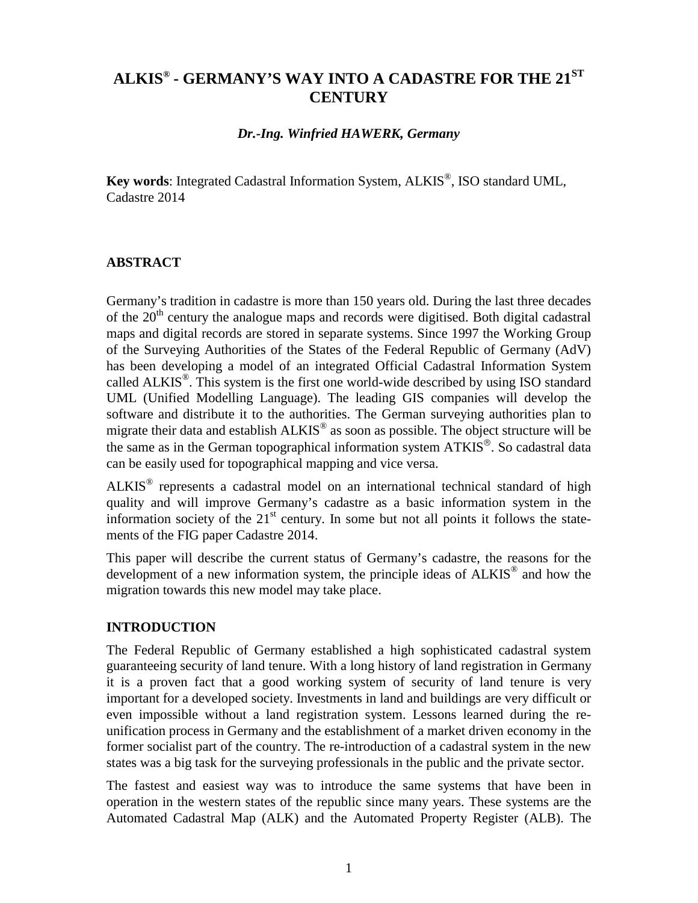# ALKIS® - GERMANY'S WAY INTO A CADASTRE FOR THE 21ST CENTURY

***Dr.-Ing. Winfried HAWERK, Germany***

**Key words**: Integrated Cadastral Information System, ALKIS®, ISO standard UML, Cadastre 2014

## ABSTRACT

Germany's tradition in cadastre is more than 150 years old. During the last three decades of the 20th century the analogue maps and records were digitised. Both digital cadastral maps and digital records are stored in separate systems. Since 1997 the Working Group of the Surveying Authorities of the States of the Federal Republic of Germany (AdV) has been developing a model of an integrated Official Cadastral Information System called ALKIS®. This system is the first one world-wide described by using ISO standard UML (Unified Modelling Language). The leading GIS companies will develop the software and distribute it to the authorities. The German surveying authorities plan to migrate their data and establish ALKIS® as soon as possible. The object structure will be the same as in the German topographical information system ATKIS®. So cadastral data can be easily used for topographical mapping and vice versa.

ALKIS® represents a cadastral model on an international technical standard of high quality and will improve Germany's cadastre as a basic information system in the information society of the 21st century. In some but not all points it follows the statements of the FIG paper Cadastre 2014.

This paper will describe the current status of Germany's cadastre, the reasons for the development of a new information system, the principle ideas of ALKIS® and how the migration towards this new model may take place.

## INTRODUCTION

The Federal Republic of Germany established a high sophisticated cadastral system guaranteeing security of land tenure. With a long history of land registration in Germany it is a proven fact that a good working system of security of land tenure is very important for a developed society. Investments in land and buildings are very difficult or even impossible without a land registration system. Lessons learned during the re-unification process in Germany and the establishment of a market driven economy in the former socialist part of the country. The re-introduction of a cadastral system in the new states was a big task for the surveying professionals in the public and the private sector.

The fastest and easiest way was to introduce the same systems that have been in operation in the western states of the republic since many years. These systems are the Automated Cadastral Map (ALK) and the Automated Property Register (ALB). The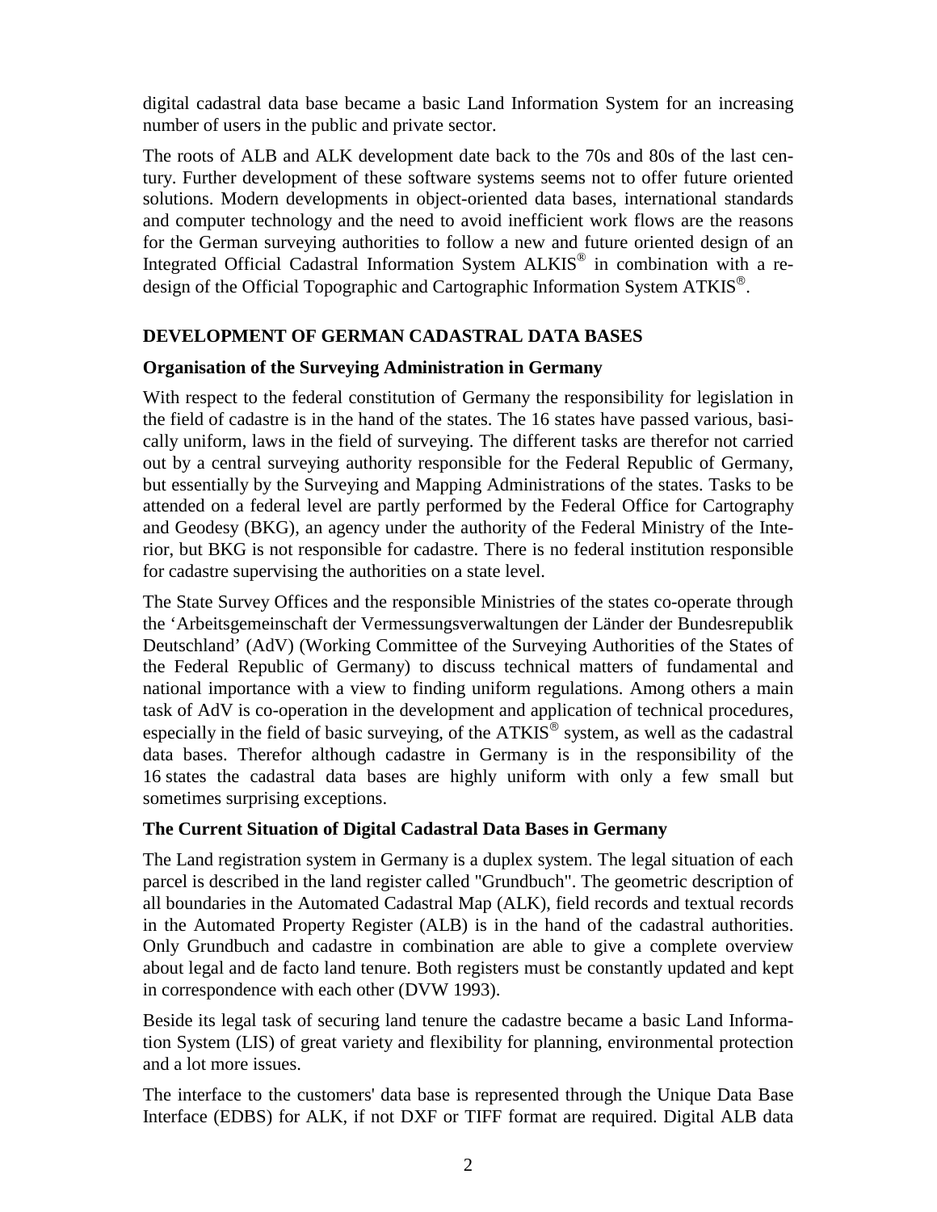digital cadastral data base became a basic Land Information System for an increasing number of users in the public and private sector.

The roots of ALB and ALK development date back to the 70s and 80s of the last century. Further development of these software systems seems not to offer future oriented solutions. Modern developments in object-oriented data bases, international standards and computer technology and the need to avoid inefficient work flows are the reasons for the German surveying authorities to follow a new and future oriented design of an Integrated Official Cadastral Information System ALKIS® in combination with a redesign of the Official Topographic and Cartographic Information System ATKIS®.

## DEVELOPMENT OF GERMAN CADASTRAL DATA BASES

### Organisation of the Surveying Administration in Germany

With respect to the federal constitution of Germany the responsibility for legislation in the field of cadastre is in the hand of the states. The 16 states have passed various, basically uniform, laws in the field of surveying. The different tasks are therefor not carried out by a central surveying authority responsible for the Federal Republic of Germany, but essentially by the Surveying and Mapping Administrations of the states. Tasks to be attended on a federal level are partly performed by the Federal Office for Cartography and Geodesy (BKG), an agency under the authority of the Federal Ministry of the Interior, but BKG is not responsible for cadastre. There is no federal institution responsible for cadastre supervising the authorities on a state level.

The State Survey Offices and the responsible Ministries of the states co-operate through the 'Arbeitsgemeinschaft der Vermessungsverwaltungen der Länder der Bundesrepublik Deutschland' (AdV) (Working Committee of the Surveying Authorities of the States of the Federal Republic of Germany) to discuss technical matters of fundamental and national importance with a view to finding uniform regulations. Among others a main task of AdV is co-operation in the development and application of technical procedures, especially in the field of basic surveying, of the ATKIS® system, as well as the cadastral data bases. Therefor although cadastre in Germany is in the responsibility of the 16 states the cadastral data bases are highly uniform with only a few small but sometimes surprising exceptions.

### The Current Situation of Digital Cadastral Data Bases in Germany

The Land registration system in Germany is a duplex system. The legal situation of each parcel is described in the land register called "Grundbuch". The geometric description of all boundaries in the Automated Cadastral Map (ALK), field records and textual records in the Automated Property Register (ALB) is in the hand of the cadastral authorities. Only Grundbuch and cadastre in combination are able to give a complete overview about legal and de facto land tenure. Both registers must be constantly updated and kept in correspondence with each other (DVW 1993).

Beside its legal task of securing land tenure the cadastre became a basic Land Information System (LIS) of great variety and flexibility for planning, environmental protection and a lot more issues.

The interface to the customers' data base is represented through the Unique Data Base Interface (EDBS) for ALK, if not DXF or TIFF format are required. Digital ALB data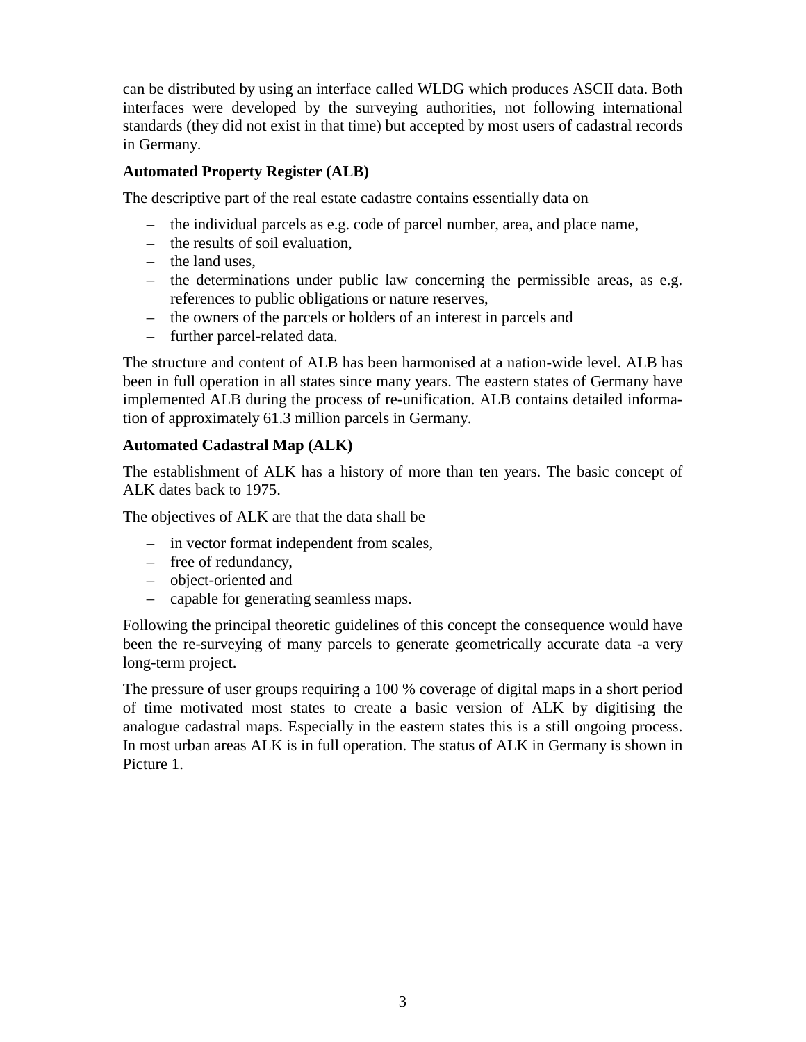can be distributed by using an interface called WLDG which produces ASCII data. Both interfaces were developed by the surveying authorities, not following international standards (they did not exist in that time) but accepted by most users of cadastral records in Germany.

**Automated Property Register (ALB)**

The descriptive part of the real estate cadastre contains essentially data on

- the individual parcels as e.g. code of parcel number, area, and place name,
- the results of soil evaluation,
- the land uses,
- the determinations under public law concerning the permissible areas, as e.g. references to public obligations or nature reserves,
- the owners of the parcels or holders of an interest in parcels and
- further parcel-related data.

The structure and content of ALB has been harmonised at a nation-wide level. ALB has been in full operation in all states since many years. The eastern states of Germany have implemented ALB during the process of re-unification. ALB contains detailed information of approximately 61.3 million parcels in Germany.

**Automated Cadastral Map (ALK)**

The establishment of ALK has a history of more than ten years. The basic concept of ALK dates back to 1975.

The objectives of ALK are that the data shall be

- in vector format independent from scales,
- free of redundancy,
- object-oriented and
- capable for generating seamless maps.

Following the principal theoretic guidelines of this concept the consequence would have been the re-surveying of many parcels to generate geometrically accurate data -a very long-term project.

The pressure of user groups requiring a 100 % coverage of digital maps in a short period of time motivated most states to create a basic version of ALK by digitising the analogue cadastral maps. Especially in the eastern states this is a still ongoing process. In most urban areas ALK is in full operation. The status of ALK in Germany is shown in Picture 1.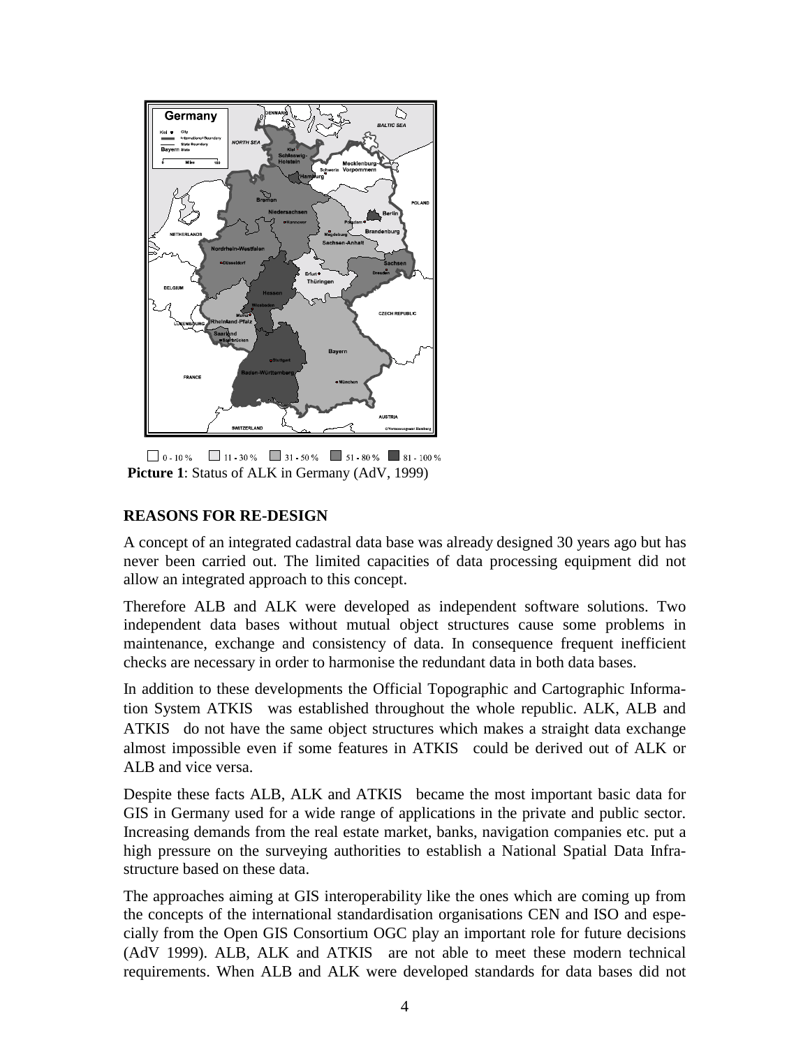☐ 0 - 10 % ☐ 11 - 30 % ☐ 31 - 50 % ☐ 51 - 80 % ☐ 81 - 100 %

**Picture 1**: Status of ALK in Germany (AdV, 1999)

## REASONS FOR RE-DESIGN

A concept of an integrated cadastral data base was already designed 30 years ago but has never been carried out. The limited capacities of data processing equipment did not allow an integrated approach to this concept.

Therefore ALB and ALK were developed as independent software solutions. Two independent data bases without mutual object structures cause some problems in maintenance, exchange and consistency of data. In consequence frequent inefficient checks are necessary in order to harmonise the redundant data in both data bases.

In addition to these developments the Official Topographic and Cartographic Information System ATKIS was established throughout the whole republic. ALK, ALB and ATKIS do not have the same object structures which makes a straight data exchange almost impossible even if some features in ATKIS could be derived out of ALK or ALB and vice versa.

Despite these facts ALB, ALK and ATKIS became the most important basic data for GIS in Germany used for a wide range of applications in the private and public sector. Increasing demands from the real estate market, banks, navigation companies etc. put a high pressure on the surveying authorities to establish a National Spatial Data Infrastructure based on these data.

The approaches aiming at GIS interoperability like the ones which are coming up from the concepts of the international standardisation organisations CEN and ISO and especially from the Open GIS Consortium OGC play an important role for future decisions (AdV 1999). ALB, ALK and ATKIS are not able to meet these modern technical requirements. When ALB and ALK were developed standards for data bases did not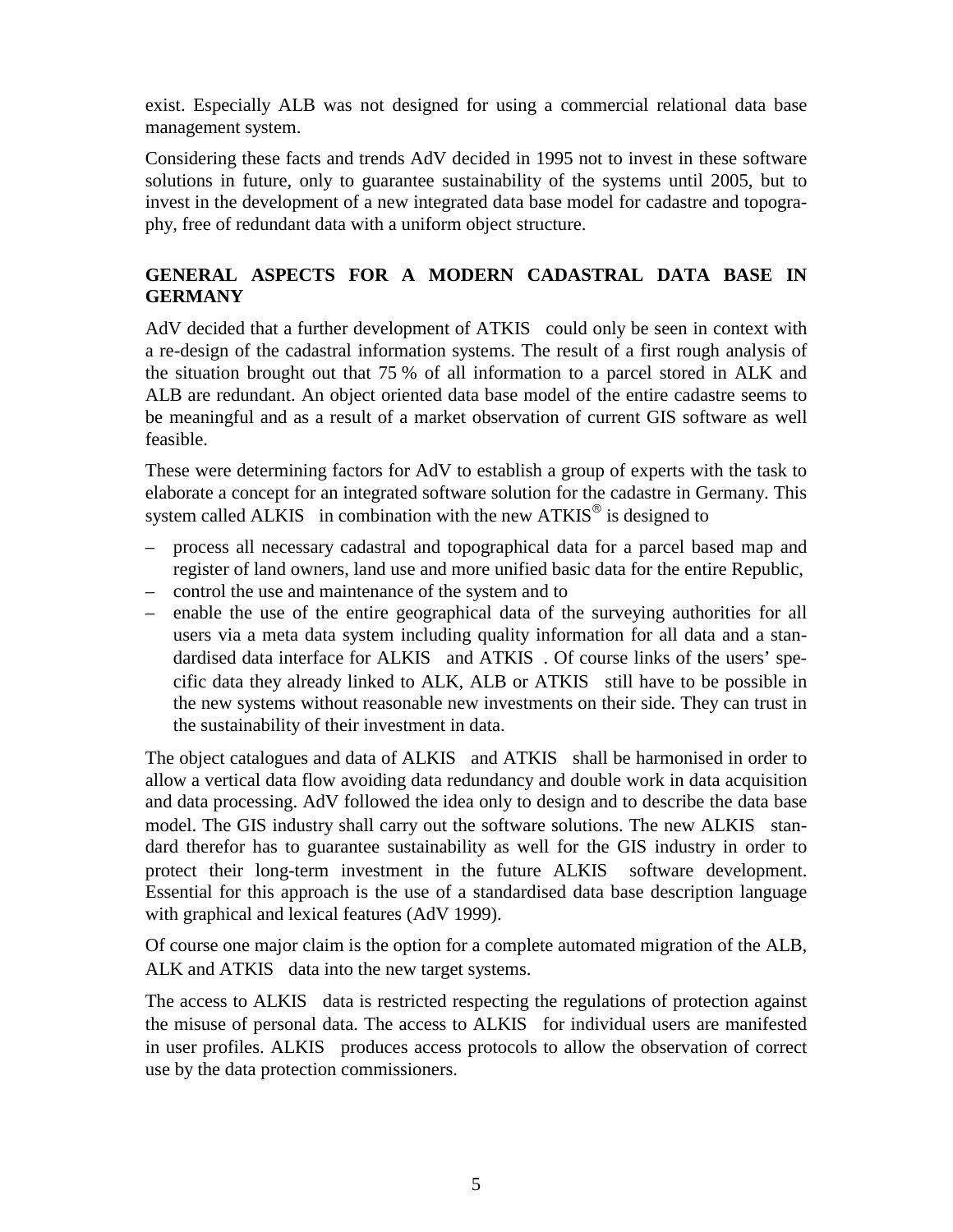exist. Especially ALB was not designed for using a commercial relational data base management system.

Considering these facts and trends AdV decided in 1995 not to invest in these software solutions in future, only to guarantee sustainability of the systems until 2005, but to invest in the development of a new integrated data base model for cadastre and topography, free of redundant data with a uniform object structure.

## GENERAL ASPECTS FOR A MODERN CADASTRAL DATA BASE IN GERMANY

AdV decided that a further development of ATKIS could only be seen in context with a re-design of the cadastral information systems. The result of a first rough analysis of the situation brought out that 75 % of all information to a parcel stored in ALK and ALB are redundant. An object oriented data base model of the entire cadastre seems to be meaningful and as a result of a market observation of current GIS software as well feasible.

These were determining factors for AdV to establish a group of experts with the task to elaborate a concept for an integrated software solution for the cadastre in Germany. This system called ALKIS in combination with the new ATKIS® is designed to

- process all necessary cadastral and topographical data for a parcel based map and register of land owners, land use and more unified basic data for the entire Republic,
- control the use and maintenance of the system and to
- enable the use of the entire geographical data of the surveying authorities for all users via a meta data system including quality information for all data and a standardised data interface for ALKIS and ATKIS . Of course links of the users' specific data they already linked to ALK, ALB or ATKIS still have to be possible in the new systems without reasonable new investments on their side. They can trust in the sustainability of their investment in data.

The object catalogues and data of ALKIS and ATKIS shall be harmonised in order to allow a vertical data flow avoiding data redundancy and double work in data acquisition and data processing. AdV followed the idea only to design and to describe the data base model. The GIS industry shall carry out the software solutions. The new ALKIS standard therefor has to guarantee sustainability as well for the GIS industry in order to protect their long-term investment in the future ALKIS software development. Essential for this approach is the use of a standardised data base description language with graphical and lexical features (AdV 1999).

Of course one major claim is the option for a complete automated migration of the ALB, ALK and ATKIS data into the new target systems.

The access to ALKIS data is restricted respecting the regulations of protection against the misuse of personal data. The access to ALKIS for individual users are manifested in user profiles. ALKIS produces access protocols to allow the observation of correct use by the data protection commissioners.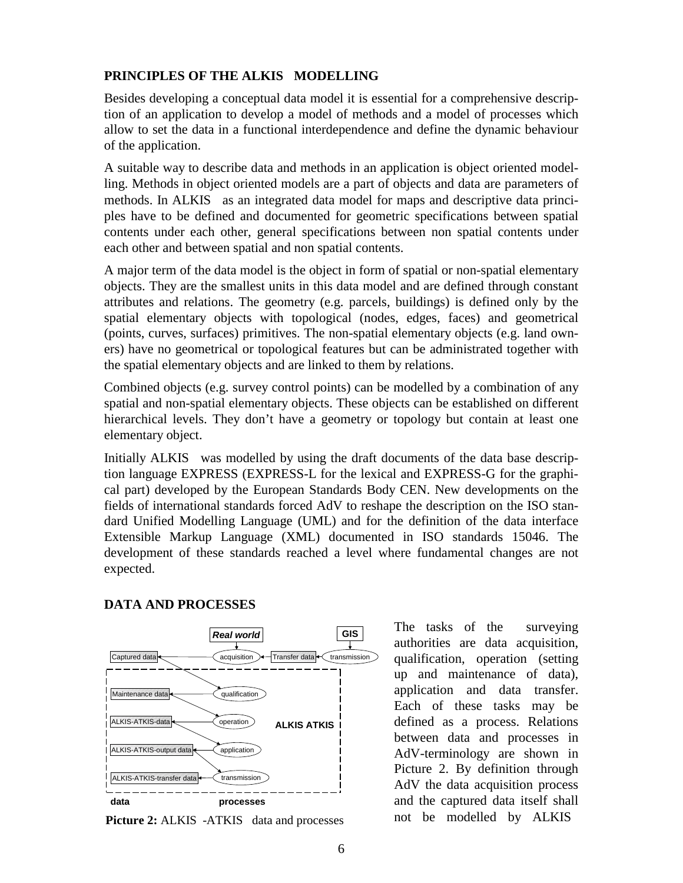## PRINCIPLES OF THE ALKIS MODELLING

Besides developing a conceptual data model it is essential for a comprehensive description of an application to develop a model of methods and a model of processes which allow to set the data in a functional interdependence and define the dynamic behaviour of the application.

A suitable way to describe data and methods in an application is object oriented modelling. Methods in object oriented models are a part of objects and data are parameters of methods. In ALKIS as an integrated data model for maps and descriptive data principles have to be defined and documented for geometric specifications between spatial contents under each other, general specifications between non spatial contents under each other and between spatial and non spatial contents.

A major term of the data model is the object in form of spatial or non-spatial elementary objects. They are the smallest units in this data model and are defined through constant attributes and relations. The geometry (e.g. parcels, buildings) is defined only by the spatial elementary objects with topological (nodes, edges, faces) and geometrical (points, curves, surfaces) primitives. The non-spatial elementary objects (e.g. land owners) have no geometrical or topological features but can be administrated together with the spatial elementary objects and are linked to them by relations.

Combined objects (e.g. survey control points) can be modelled by a combination of any spatial and non-spatial elementary objects. These objects can be established on different hierarchical levels. They don't have a geometry or topology but contain at least one elementary object.

Initially ALKIS was modelled by using the draft documents of the data base description language EXPRESS (EXPRESS-L for the lexical and EXPRESS-G for the graphical part) developed by the European Standards Body CEN. New developments on the fields of international standards forced AdV to reshape the description on the ISO standard Unified Modelling Language (UML) and for the definition of the data interface Extensible Markup Language (XML) documented in ISO standards 15046. The development of these standards reached a level where fundamental changes are not expected.

## DATA AND PROCESSES

Real world | GIS

Captured data — acquisition — Transfer data — transmission

Maintenance data — qualification

ALKIS-ATKIS-data — operation — ALKIS ATKIS

ALKIS-ATKIS-output data — application

ALKIS-ATKIS-transfer data — transmission

data | processes

**Picture 2:** ALKIS -ATKIS data and processes

The tasks of the surveying authorities are data acquisition, qualification, operation (setting up and maintenance of data), application and data transfer. Each of these tasks may be defined as a process. Relations between data and processes in AdV-terminology are shown in Picture 2. By definition through AdV the data acquisition process and the captured data itself shall not be modelled by ALKIS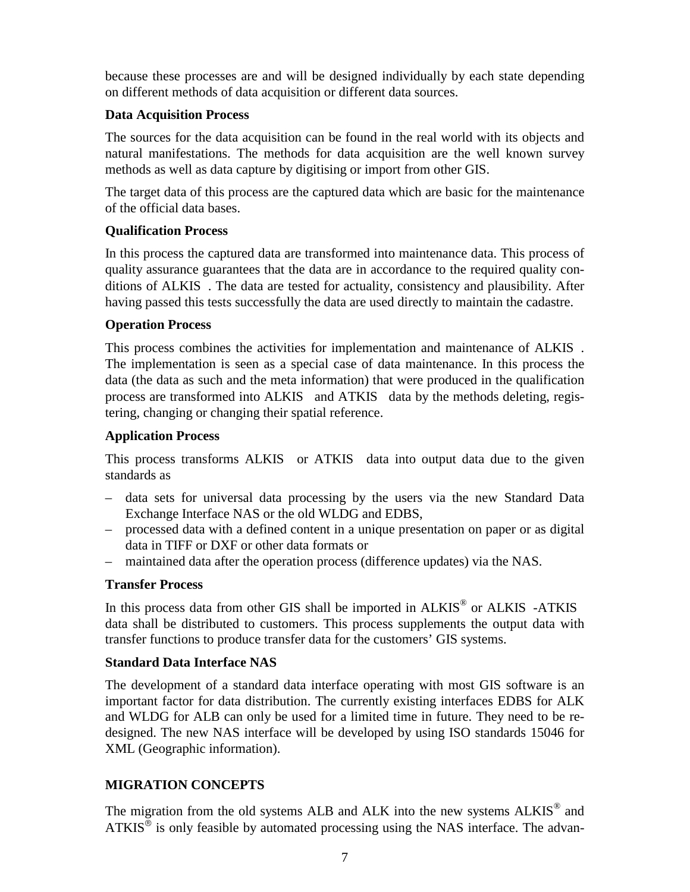because these processes are and will be designed individually by each state depending on different methods of data acquisition or different data sources.

**Data Acquisition Process**

The sources for the data acquisition can be found in the real world with its objects and natural manifestations. The methods for data acquisition are the well known survey methods as well as data capture by digitising or import from other GIS.

The target data of this process are the captured data which are basic for the maintenance of the official data bases.

**Qualification Process**

In this process the captured data are transformed into maintenance data. This process of quality assurance guarantees that the data are in accordance to the required quality conditions of ALKIS . The data are tested for actuality, consistency and plausibility. After having passed this tests successfully the data are used directly to maintain the cadastre.

**Operation Process**

This process combines the activities for implementation and maintenance of ALKIS . The implementation is seen as a special case of data maintenance. In this process the data (the data as such and the meta information) that were produced in the qualification process are transformed into ALKIS and ATKIS data by the methods deleting, registering, changing or changing their spatial reference.

**Application Process**

This process transforms ALKIS or ATKIS data into output data due to the given standards as

- data sets for universal data processing by the users via the new Standard Data Exchange Interface NAS or the old WLDG and EDBS,
- processed data with a defined content in a unique presentation on paper or as digital data in TIFF or DXF or other data formats or
- maintained data after the operation process (difference updates) via the NAS.

**Transfer Process**

In this process data from other GIS shall be imported in ALKIS® or ALKIS -ATKIS data shall be distributed to customers. This process supplements the output data with transfer functions to produce transfer data for the customers' GIS systems.

**Standard Data Interface NAS**

The development of a standard data interface operating with most GIS software is an important factor for data distribution. The currently existing interfaces EDBS for ALK and WLDG for ALB can only be used for a limited time in future. They need to be redesigned. The new NAS interface will be developed by using ISO standards 15046 for XML (Geographic information).

## MIGRATION CONCEPTS

The migration from the old systems ALB and ALK into the new systems ALKIS® and ATKIS® is only feasible by automated processing using the NAS interface. The advan-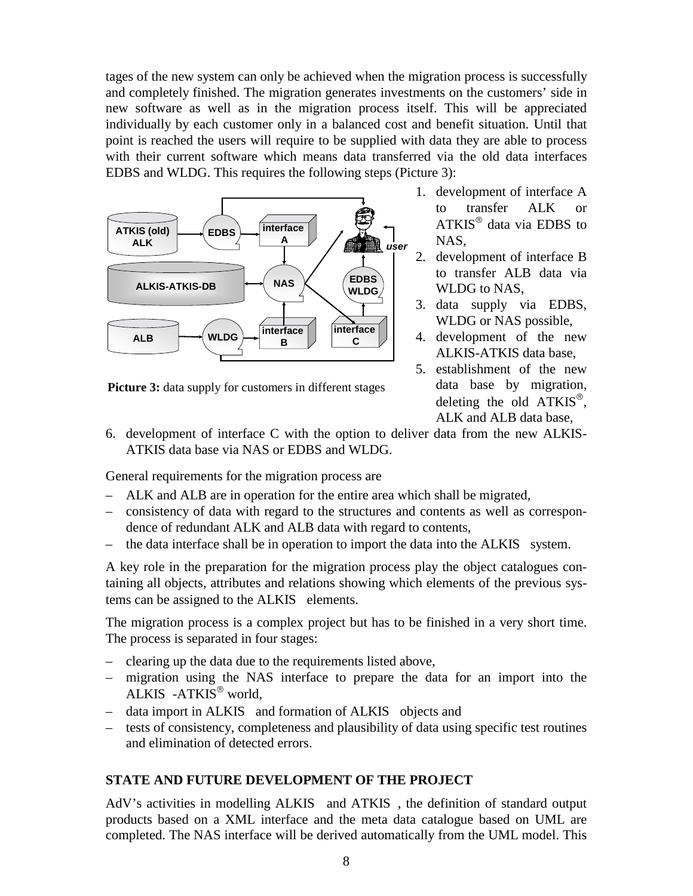tages of the new system can only be achieved when the migration process is successfully and completely finished. The migration generates investments on the customers' side in new software as well as in the migration process itself. This will be appreciated individually by each customer only in a balanced cost and benefit situation. Until that point is reached the users will require to be supplied with data they are able to process with their current software which means data transferred via the old data interfaces EDBS and WLDG. This requires the following steps (Picture 3):

**Picture 3:** data supply for customers in different stages

1. development of interface A to transfer ALK or ATKIS® data via EDBS to NAS,
2. development of interface B to transfer ALB data via WLDG to NAS,
3. data supply via EDBS, WLDG or NAS possible,
4. development of the new ALKIS-ATKIS data base,
5. establishment of the new data base by migration, deleting the old ATKIS®, ALK and ALB data base,
6. development of interface C with the option to deliver data from the new ALKIS-ATKIS data base via NAS or EDBS and WLDG.

General requirements for the migration process are

– ALK and ALB are in operation for the entire area which shall be migrated,
– consistency of data with regard to the structures and contents as well as correspondence of redundant ALK and ALB data with regard to contents,
– the data interface shall be in operation to import the data into the ALKIS system.

A key role in the preparation for the migration process play the object catalogues containing all objects, attributes and relations showing which elements of the previous systems can be assigned to the ALKIS elements.

The migration process is a complex project but has to be finished in a very short time. The process is separated in four stages:

– clearing up the data due to the requirements listed above,
– migration using the NAS interface to prepare the data for an import into the ALKIS-ATKIS® world,
– data import in ALKIS and formation of ALKIS objects and
– tests of consistency, completeness and plausibility of data using specific test routines and elimination of detected errors.

## STATE AND FUTURE DEVELOPMENT OF THE PROJECT

AdV's activities in modelling ALKIS and ATKIS, the definition of standard output products based on a XML interface and the meta data catalogue based on UML are completed. The NAS interface will be derived automatically from the UML model. This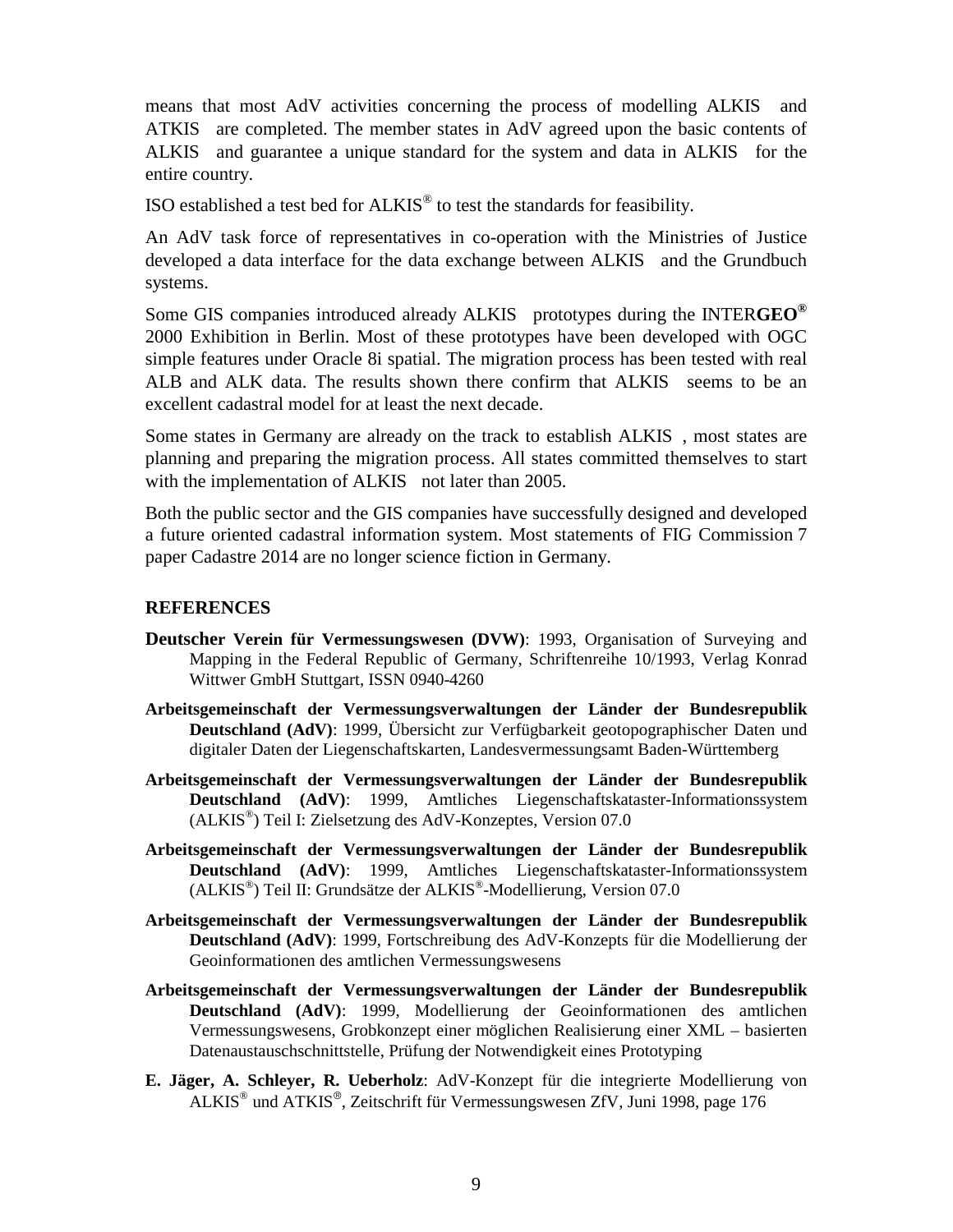means that most AdV activities concerning the process of modelling ALKIS and ATKIS are completed. The member states in AdV agreed upon the basic contents of ALKIS and guarantee a unique standard for the system and data in ALKIS for the entire country.

ISO established a test bed for ALKIS® to test the standards for feasibility.

An AdV task force of representatives in co-operation with the Ministries of Justice developed a data interface for the data exchange between ALKIS and the Grundbuch systems.

Some GIS companies introduced already ALKIS prototypes during the INTER**GEO®** 2000 Exhibition in Berlin. Most of these prototypes have been developed with OGC simple features under Oracle 8i spatial. The migration process has been tested with real ALB and ALK data. The results shown there confirm that ALKIS seems to be an excellent cadastral model for at least the next decade.

Some states in Germany are already on the track to establish ALKIS , most states are planning and preparing the migration process. All states committed themselves to start with the implementation of ALKIS not later than 2005.

Both the public sector and the GIS companies have successfully designed and developed a future oriented cadastral information system. Most statements of FIG Commission 7 paper Cadastre 2014 are no longer science fiction in Germany.

## REFERENCES

**Deutscher Verein für Vermessungswesen (DVW)**: 1993, Organisation of Surveying and Mapping in the Federal Republic of Germany, Schriftenreihe 10/1993, Verlag Konrad Wittwer GmbH Stuttgart, ISSN 0940-4260

**Arbeitsgemeinschaft der Vermessungsverwaltungen der Länder der Bundesrepublik Deutschland (AdV)**: 1999, Übersicht zur Verfügbarkeit geotopographischer Daten und digitaler Daten der Liegenschaftskarten, Landesvermessungsamt Baden-Württemberg

**Arbeitsgemeinschaft der Vermessungsverwaltungen der Länder der Bundesrepublik Deutschland (AdV)**: 1999, Amtliches Liegenschaftskataster-Informationssystem (ALKIS®) Teil I: Zielsetzung des AdV-Konzeptes, Version 07.0

**Arbeitsgemeinschaft der Vermessungsverwaltungen der Länder der Bundesrepublik Deutschland (AdV)**: 1999, Amtliches Liegenschaftskataster-Informationssystem (ALKIS®) Teil II: Grundsätze der ALKIS®-Modellierung, Version 07.0

**Arbeitsgemeinschaft der Vermessungsverwaltungen der Länder der Bundesrepublik Deutschland (AdV)**: 1999, Fortschreibung des AdV-Konzepts für die Modellierung der Geoinformationen des amtlichen Vermessungswesens

**Arbeitsgemeinschaft der Vermessungsverwaltungen der Länder der Bundesrepublik Deutschland (AdV)**: 1999, Modellierung der Geoinformationen des amtlichen Vermessungswesens, Grobkonzept einer möglichen Realisierung einer XML – basierten Datenaustauschschnittstelle, Prüfung der Notwendigkeit eines Prototyping

**E. Jäger, A. Schleyer, R. Ueberholz**: AdV-Konzept für die integrierte Modellierung von ALKIS® und ATKIS®, Zeitschrift für Vermessungswesen ZfV, Juni 1998, page 176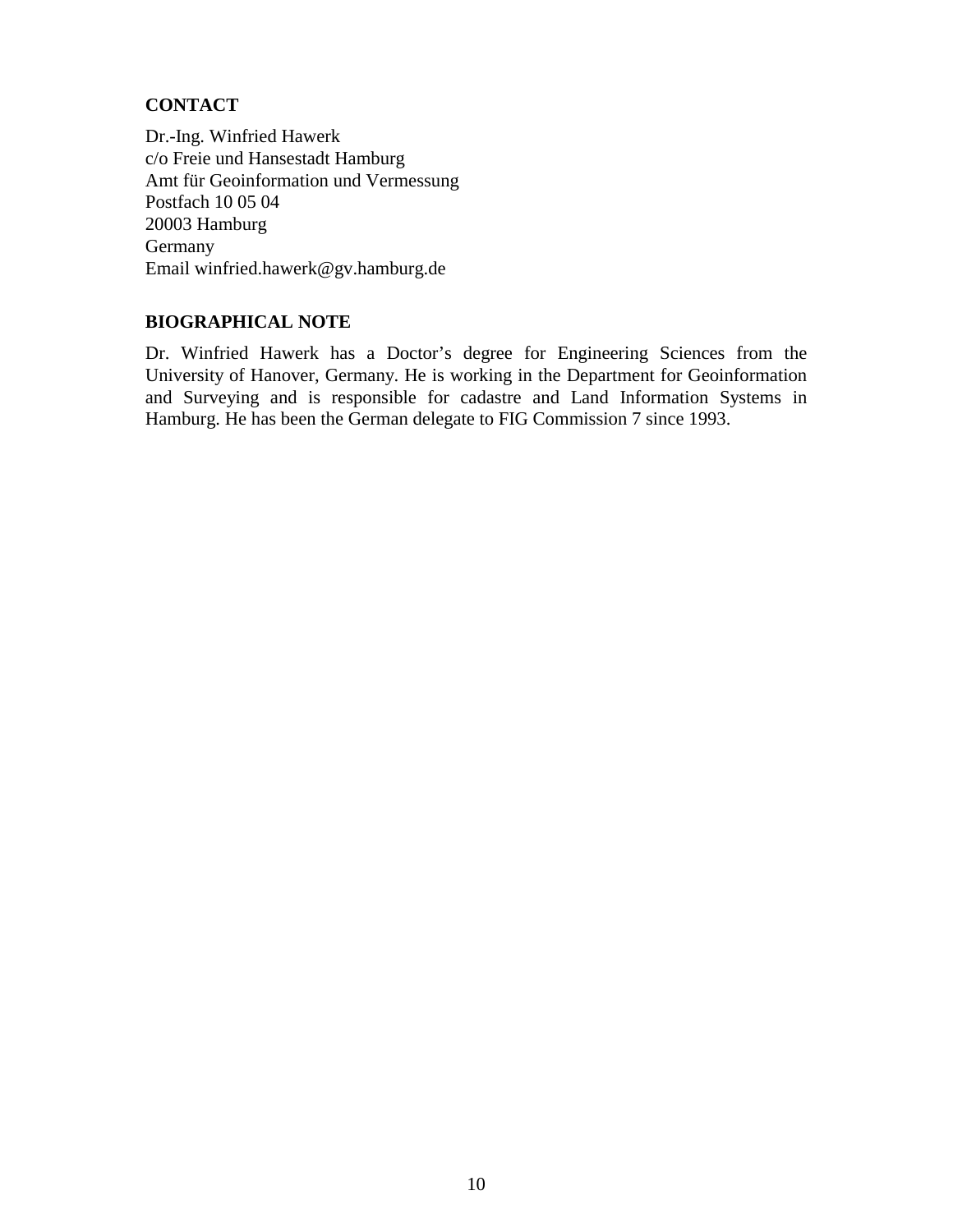## CONTACT

Dr.-Ing. Winfried Hawerk
c/o Freie und Hansestadt Hamburg
Amt für Geoinformation und Vermessung
Postfach 10 05 04
20003 Hamburg
Germany
Email winfried.hawerk@gv.hamburg.de

## BIOGRAPHICAL NOTE

Dr. Winfried Hawerk has a Doctor's degree for Engineering Sciences from the University of Hanover, Germany. He is working in the Department for Geoinformation and Surveying and is responsible for cadastre and Land Information Systems in Hamburg. He has been the German delegate to FIG Commission 7 since 1993.